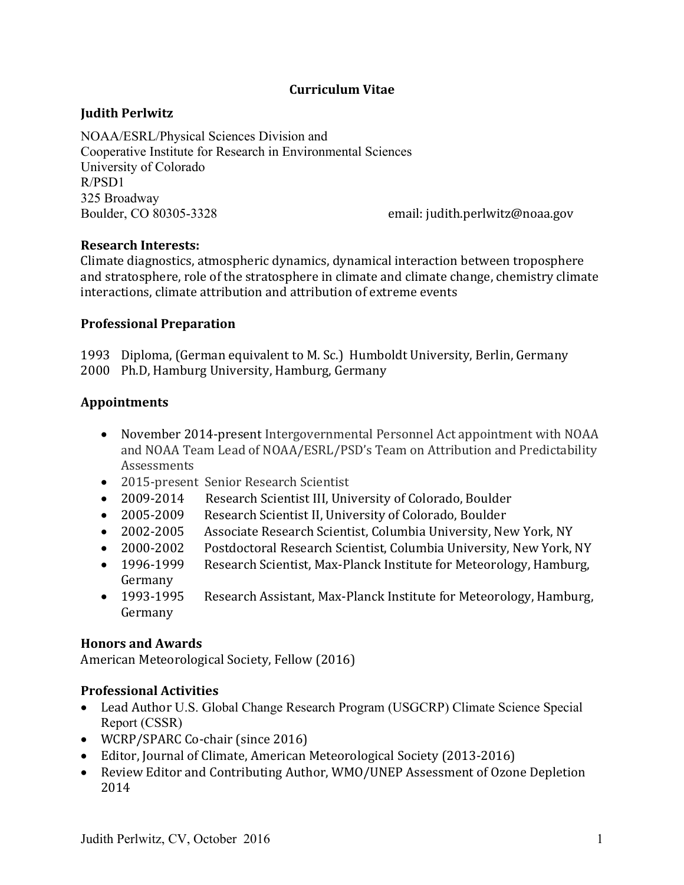# Curriculum Vitae

## Judith Perlwitz

NOAA/ESRL/Physical Sciences Division and
Cooperative Institute for Research in Environmental Sciences
University of Colorado
R/PSD1
325 Broadway
Boulder, CO 80305-3328

email: judith.perlwitz@noaa.gov

### Research Interests:

Climate diagnostics, atmospheric dynamics, dynamical interaction between troposphere and stratosphere, role of the stratosphere in climate and climate change, chemistry climate interactions, climate attribution and attribution of extreme events

### Professional Preparation

1993 Diploma, (German equivalent to M. Sc.) Humboldt University, Berlin, Germany
2000 Ph.D, Hamburg University, Hamburg, Germany

### Appointments

- November 2014-present Intergovernmental Personnel Act appointment with NOAA and NOAA Team Lead of NOAA/ESRL/PSD's Team on Attribution and Predictability Assessments
- 2015-present Senior Research Scientist
- 2009-2014 Research Scientist III, University of Colorado, Boulder
- 2005-2009 Research Scientist II, University of Colorado, Boulder
- 2002-2005 Associate Research Scientist, Columbia University, New York, NY
- 2000-2002 Postdoctoral Research Scientist, Columbia University, New York, NY
- 1996-1999 Research Scientist, Max-Planck Institute for Meteorology, Hamburg, Germany
- 1993-1995 Research Assistant, Max-Planck Institute for Meteorology, Hamburg, Germany

### Honors and Awards

American Meteorological Society, Fellow (2016)

### Professional Activities

- Lead Author U.S. Global Change Research Program (USGCRP) Climate Science Special Report (CSSR)
- WCRP/SPARC Co-chair (since 2016)
- Editor, Journal of Climate, American Meteorological Society (2013-2016)
- Review Editor and Contributing Author, WMO/UNEP Assessment of Ozone Depletion 2014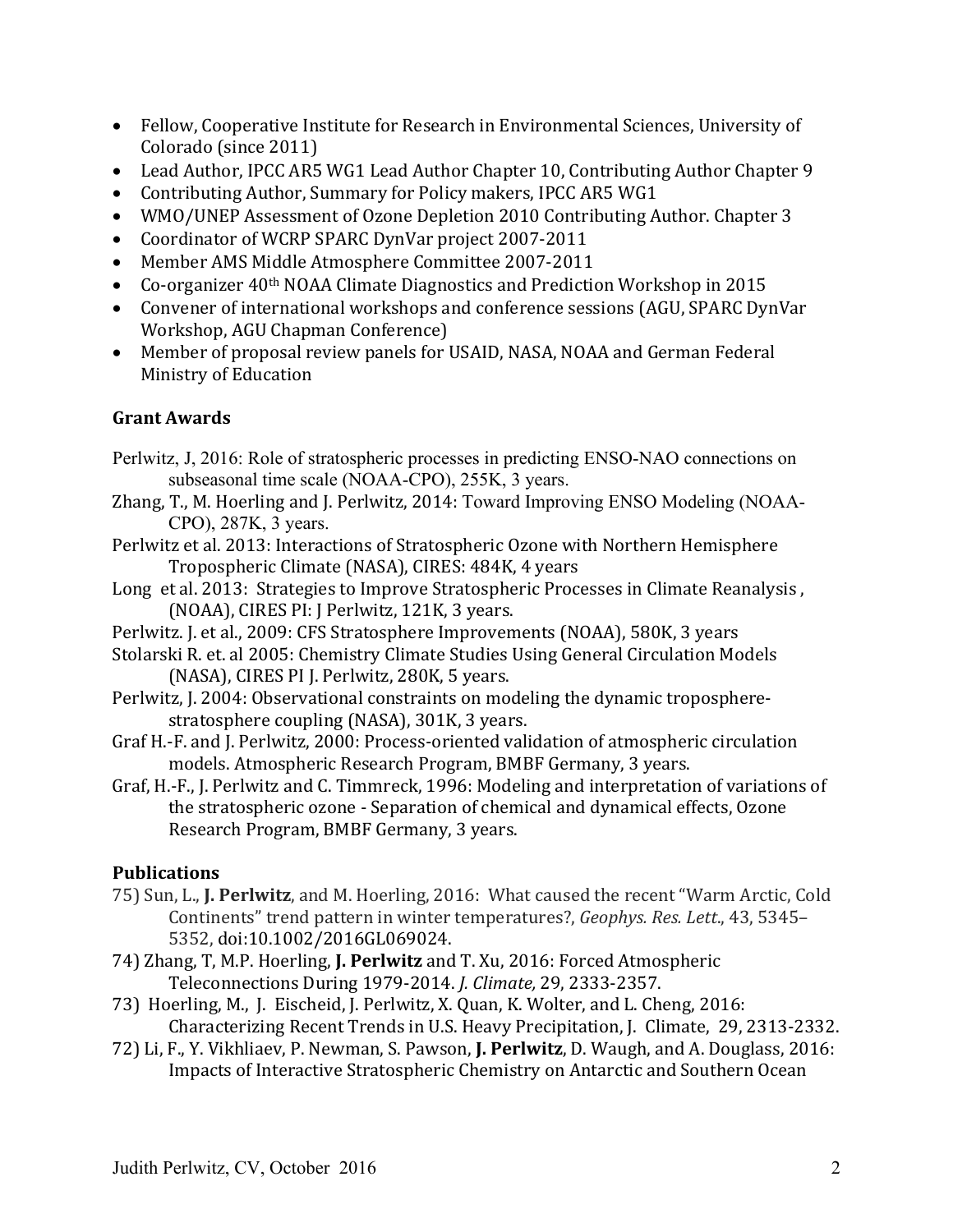- Fellow, Cooperative Institute for Research in Environmental Sciences, University of Colorado (since 2011)
- Lead Author, IPCC AR5 WG1 Lead Author Chapter 10, Contributing Author Chapter 9
- Contributing Author, Summary for Policy makers, IPCC AR5 WG1
- WMO/UNEP Assessment of Ozone Depletion 2010 Contributing Author. Chapter 3
- Coordinator of WCRP SPARC DynVar project 2007-2011
- Member AMS Middle Atmosphere Committee 2007-2011
- Co-organizer 40th NOAA Climate Diagnostics and Prediction Workshop in 2015
- Convener of international workshops and conference sessions (AGU, SPARC DynVar Workshop, AGU Chapman Conference)
- Member of proposal review panels for USAID, NASA, NOAA and German Federal Ministry of Education

## Grant Awards

Perlwitz, J, 2016: Role of stratospheric processes in predicting ENSO-NAO connections on subseasonal time scale (NOAA-CPO), 255K, 3 years.

Zhang, T., M. Hoerling and J. Perlwitz, 2014: Toward Improving ENSO Modeling (NOAA-CPO), 287K, 3 years.

Perlwitz et al. 2013: Interactions of Stratospheric Ozone with Northern Hemisphere Tropospheric Climate (NASA), CIRES: 484K, 4 years

Long et al. 2013: Strategies to Improve Stratospheric Processes in Climate Reanalysis , (NOAA), CIRES PI: J Perlwitz, 121K, 3 years.

Perlwitz. J. et al., 2009: CFS Stratosphere Improvements (NOAA), 580K, 3 years

Stolarski R. et. al 2005: Chemistry Climate Studies Using General Circulation Models (NASA), CIRES PI J. Perlwitz, 280K, 5 years.

Perlwitz, J. 2004: Observational constraints on modeling the dynamic troposphere-stratosphere coupling (NASA), 301K, 3 years.

Graf H.-F. and J. Perlwitz, 2000: Process-oriented validation of atmospheric circulation models. Atmospheric Research Program, BMBF Germany, 3 years.

Graf, H.-F., J. Perlwitz and C. Timmreck, 1996: Modeling and interpretation of variations of the stratospheric ozone - Separation of chemical and dynamical effects, Ozone Research Program, BMBF Germany, 3 years.

## Publications

75) Sun, L., **J. Perlwitz**, and M. Hoerling, 2016: What caused the recent "Warm Arctic, Cold Continents" trend pattern in winter temperatures?, *Geophys. Res. Lett.*, 43, 5345–5352, doi:10.1002/2016GL069024.

74) Zhang, T, M.P. Hoerling, **J. Perlwitz** and T. Xu, 2016: Forced Atmospheric Teleconnections During 1979-2014. *J. Climate,* 29, 2333-2357.

73) Hoerling, M., J. Eischeid, J. Perlwitz, X. Quan, K. Wolter, and L. Cheng, 2016: Characterizing Recent Trends in U.S. Heavy Precipitation, J. Climate, 29, 2313-2332.

72) Li, F., Y. Vikhliaev, P. Newman, S. Pawson, **J. Perlwitz**, D. Waugh, and A. Douglass, 2016: Impacts of Interactive Stratospheric Chemistry on Antarctic and Southern Ocean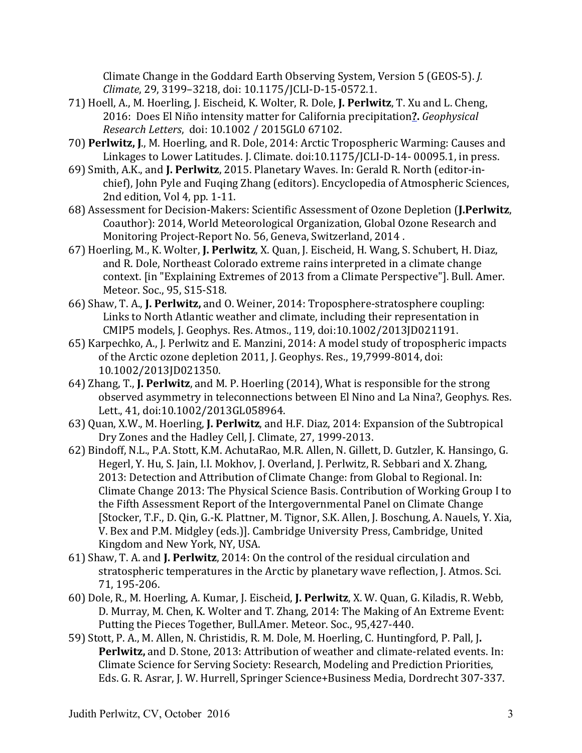Climate Change in the Goddard Earth Observing System, Version 5 (GEOS-5). *J. Climate*, 29, 3199–3218, doi: 10.1175/JCLI-D-15-0572.1.

71) Hoell, A., M. Hoerling, J. Eischeid, K. Wolter, R. Dole, **J. Perlwitz**, T. Xu and L. Cheng, 2016: Does El Niño intensity matter for California precipitation**?.** *Geophysical Research Letters*, doi: 10.1002 / 2015GL0 67102.

70) **Perlwitz, J.**, M. Hoerling, and R. Dole, 2014: Arctic Tropospheric Warming: Causes and Linkages to Lower Latitudes. J. Climate. doi:10.1175/JCLI-D-14- 00095.1, in press.

69) Smith, A.K., and **J. Perlwitz**, 2015. Planetary Waves. In: Gerald R. North (editor-in-chief), John Pyle and Fuqing Zhang (editors). Encyclopedia of Atmospheric Sciences, 2nd edition, Vol 4, pp. 1-11.

68) Assessment for Decision-Makers: Scientific Assessment of Ozone Depletion (**J.Perlwitz**, Coauthor): 2014, World Meteorological Organization, Global Ozone Research and Monitoring Project-Report No. 56, Geneva, Switzerland, 2014 .

67) Hoerling, M., K. Wolter, **J. Perlwitz**, X. Quan, J. Eischeid, H. Wang, S. Schubert, H. Diaz, and R. Dole, Northeast Colorado extreme rains interpreted in a climate change context. [in "Explaining Extremes of 2013 from a Climate Perspective"]. Bull. Amer. Meteor. Soc., 95, S15-S18.

66) Shaw, T. A., **J. Perlwitz,** and O. Weiner, 2014: Troposphere-stratosphere coupling: Links to North Atlantic weather and climate, including their representation in CMIP5 models, J. Geophys. Res. Atmos., 119, doi:10.1002/2013JD021191.

65) Karpechko, A., J. Perlwitz and E. Manzini, 2014: A model study of tropospheric impacts of the Arctic ozone depletion 2011, J. Geophys. Res., 19,7999-8014, doi: 10.1002/2013JD021350.

64) Zhang, T., **J. Perlwitz**, and M. P. Hoerling (2014), What is responsible for the strong observed asymmetry in teleconnections between El Nino and La Nina?, Geophys. Res. Lett., 41, doi:10.1002/2013GL058964.

63) Quan, X.W., M. Hoerling, **J. Perlwitz**, and H.F. Diaz, 2014: Expansion of the Subtropical Dry Zones and the Hadley Cell, J. Climate, 27, 1999-2013.

62) Bindoff, N.L., P.A. Stott, K.M. AchutaRao, M.R. Allen, N. Gillett, D. Gutzler, K. Hansingo, G. Hegerl, Y. Hu, S. Jain, I.I. Mokhov, J. Overland, J. Perlwitz, R. Sebbari and X. Zhang, 2013: Detection and Attribution of Climate Change: from Global to Regional. In: Climate Change 2013: The Physical Science Basis. Contribution of Working Group I to the Fifth Assessment Report of the Intergovernmental Panel on Climate Change [Stocker, T.F., D. Qin, G.-K. Plattner, M. Tignor, S.K. Allen, J. Boschung, A. Nauels, Y. Xia, V. Bex and P.M. Midgley (eds.)]. Cambridge University Press, Cambridge, United Kingdom and New York, NY, USA.

61) Shaw, T. A. and **J. Perlwitz**, 2014: On the control of the residual circulation and stratospheric temperatures in the Arctic by planetary wave reflection, J. Atmos. Sci. 71, 195-206.

60) Dole, R., M. Hoerling, A. Kumar, J. Eischeid, **J. Perlwitz**, X. W. Quan, G. Kiladis, R. Webb, D. Murray, M. Chen, K. Wolter and T. Zhang, 2014: The Making of An Extreme Event: Putting the Pieces Together, Bull.Amer. Meteor. Soc., 95,427-440.

59) Stott, P. A., M. Allen, N. Christidis, R. M. Dole, M. Hoerling, C. Huntingford, P. Pall, **J. Perlwitz,** and D. Stone, 2013: Attribution of weather and climate-related events. In: Climate Science for Serving Society: Research, Modeling and Prediction Priorities, Eds. G. R. Asrar, J. W. Hurrell, Springer Science+Business Media, Dordrecht 307-337.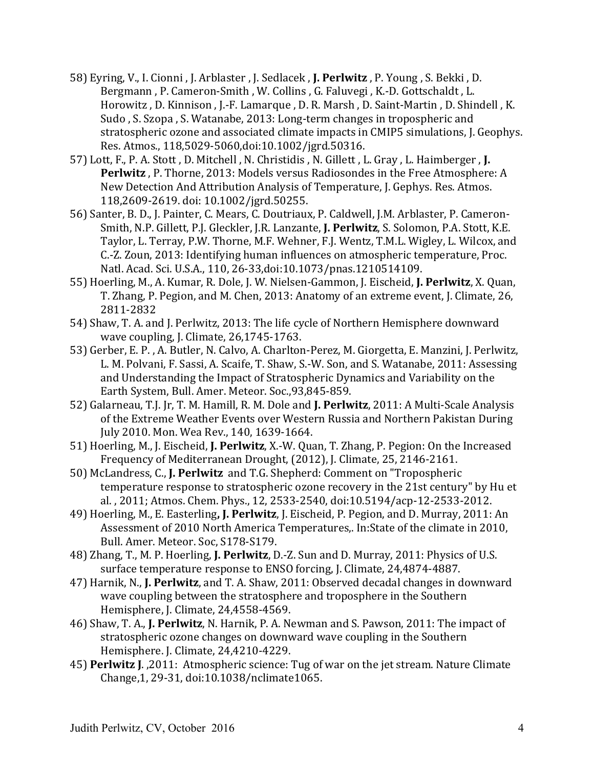58) Eyring, V., I. Cionni , J. Arblaster , J. Sedlacek , **J. Perlwitz** , P. Young , S. Bekki , D. Bergmann , P. Cameron-Smith , W. Collins , G. Faluvegi , K.-D. Gottschaldt , L. Horowitz , D. Kinnison , J.-F. Lamarque , D. R. Marsh , D. Saint-Martin , D. Shindell , K. Sudo , S. Szopa , S. Watanabe, 2013: Long-term changes in tropospheric and stratospheric ozone and associated climate impacts in CMIP5 simulations, J. Geophys. Res. Atmos., 118,5029-5060,doi:10.1002/jgrd.50316.

57) Lott, F., P. A. Stott , D. Mitchell , N. Christidis , N. Gillett , L. Gray , L. Haimberger , **J. Perlwitz** , P. Thorne, 2013: Models versus Radiosondes in the Free Atmosphere: A New Detection And Attribution Analysis of Temperature, J. Gephys. Res. Atmos. 118,2609-2619. doi: 10.1002/jgrd.50255.

56) Santer, B. D., J. Painter, C. Mears, C. Doutriaux, P. Caldwell, J.M. Arblaster, P. Cameron-Smith, N.P. Gillett, P.J. Gleckler, J.R. Lanzante, **J. Perlwitz**, S. Solomon, P.A. Stott, K.E. Taylor, L. Terray, P.W. Thorne, M.F. Wehner, F.J. Wentz, T.M.L. Wigley, L. Wilcox, and C.-Z. Zoun, 2013: Identifying human influences on atmospheric temperature, Proc. Natl. Acad. Sci. U.S.A., 110, 26-33,doi:10.1073/pnas.1210514109.

55) Hoerling, M., A. Kumar, R. Dole, J. W. Nielsen-Gammon, J. Eischeid, **J. Perlwitz**, X. Quan, T. Zhang, P. Pegion, and M. Chen, 2013: Anatomy of an extreme event, J. Climate, 26, 2811-2832

54) Shaw, T. A. and J. Perlwitz, 2013: The life cycle of Northern Hemisphere downward wave coupling, J. Climate, 26,1745-1763.

53) Gerber, E. P. , A. Butler, N. Calvo, A. Charlton-Perez, M. Giorgetta, E. Manzini, J. Perlwitz, L. M. Polvani, F. Sassi, A. Scaife, T. Shaw, S.-W. Son, and S. Watanabe, 2011: Assessing and Understanding the Impact of Stratospheric Dynamics and Variability on the Earth System, Bull. Amer. Meteor. Soc.,93,845-859.

52) Galarneau, T.J. Jr, T. M. Hamill, R. M. Dole and **J. Perlwitz**, 2011: A Multi-Scale Analysis of the Extreme Weather Events over Western Russia and Northern Pakistan During July 2010. Mon. Wea Rev., 140, 1639-1664.

51) Hoerling, M., J. Eischeid, **J. Perlwitz**, X.-W. Quan, T. Zhang, P. Pegion: On the Increased Frequency of Mediterranean Drought, (2012), J. Climate, 25, 2146-2161.

50) McLandress, C., **J. Perlwitz** and T.G. Shepherd: Comment on "Tropospheric temperature response to stratospheric ozone recovery in the 21st century" by Hu et al. , 2011; Atmos. Chem. Phys., 12, 2533-2540, doi:10.5194/acp-12-2533-2012.

49) Hoerling, M., E. Easterling**, J. Perlwitz**, J. Eischeid, P. Pegion, and D. Murray, 2011: An Assessment of 2010 North America Temperatures,. In:State of the climate in 2010, Bull. Amer. Meteor. Soc, S178-S179.

48) Zhang, T., M. P. Hoerling, **J. Perlwitz**, D.-Z. Sun and D. Murray, 2011: Physics of U.S. surface temperature response to ENSO forcing, J. Climate, 24,4874-4887.

47) Harnik, N., **J. Perlwitz**, and T. A. Shaw, 2011: Observed decadal changes in downward wave coupling between the stratosphere and troposphere in the Southern Hemisphere, J. Climate, 24,4558-4569.

46) Shaw, T. A., **J. Perlwitz**, N. Harnik, P. A. Newman and S. Pawson, 2011: The impact of stratospheric ozone changes on downward wave coupling in the Southern Hemisphere. J. Climate, 24,4210-4229.

45) **Perlwitz J**. ,2011: Atmospheric science: Tug of war on the jet stream. Nature Climate Change,1, 29-31, doi:10.1038/nclimate1065.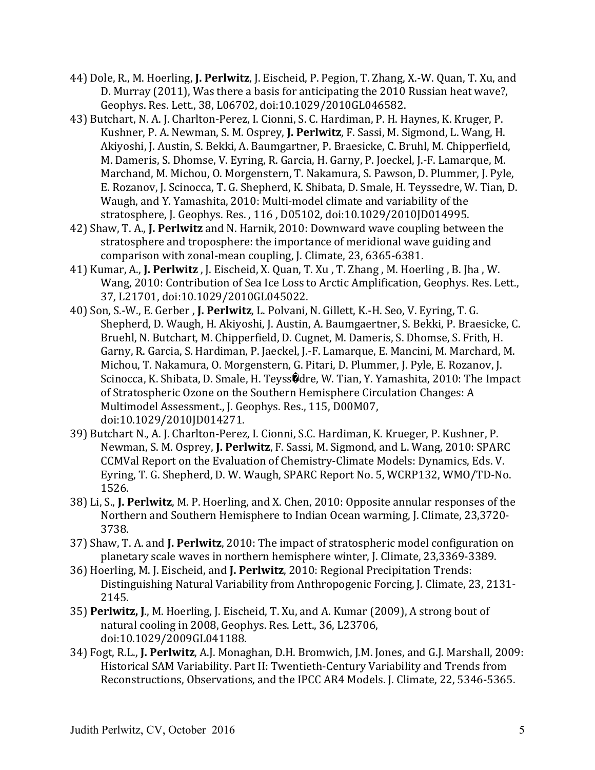44) Dole, R., M. Hoerling, **J. Perlwitz**, J. Eischeid, P. Pegion, T. Zhang, X.-W. Quan, T. Xu, and D. Murray (2011), Was there a basis for anticipating the 2010 Russian heat wave?, Geophys. Res. Lett., 38, L06702, doi:10.1029/2010GL046582.

43) Butchart, N. A. J. Charlton-Perez, I. Cionni, S. C. Hardiman, P. H. Haynes, K. Kruger, P. Kushner, P. A. Newman, S. M. Osprey, **J. Perlwitz**, F. Sassi, M. Sigmond, L. Wang, H. Akiyoshi, J. Austin, S. Bekki, A. Baumgartner, P. Braesicke, C. Bruhl, M. Chipperfield, M. Dameris, S. Dhomse, V. Eyring, R. Garcia, H. Garny, P. Joeckel, J.-F. Lamarque, M. Marchand, M. Michou, O. Morgenstern, T. Nakamura, S. Pawson, D. Plummer, J. Pyle, E. Rozanov, J. Scinocca, T. G. Shepherd, K. Shibata, D. Smale, H. Teyssedre, W. Tian, D. Waugh, and Y. Yamashita, 2010: Multi-model climate and variability of the stratosphere, J. Geophys. Res. , 116 , D05102, doi:10.1029/2010JD014995.

42) Shaw, T. A., **J. Perlwitz** and N. Harnik, 2010: Downward wave coupling between the stratosphere and troposphere: the importance of meridional wave guiding and comparison with zonal-mean coupling, J. Climate, 23, 6365-6381.

41) Kumar, A., **J. Perlwitz** , J. Eischeid, X. Quan, T. Xu , T. Zhang , M. Hoerling , B. Jha , W. Wang, 2010: Contribution of Sea Ice Loss to Arctic Amplification, Geophys. Res. Lett., 37, L21701, doi:10.1029/2010GL045022.

40) Son, S.-W., E. Gerber , **J. Perlwitz**, L. Polvani, N. Gillett, K.-H. Seo, V. Eyring, T. G. Shepherd, D. Waugh, H. Akiyoshi, J. Austin, A. Baumgaertner, S. Bekki, P. Braesicke, C. Bruehl, N. Butchart, M. Chipperfield, D. Cugnet, M. Dameris, S. Dhomse, S. Frith, H. Garny, R. Garcia, S. Hardiman, P. Jaeckel, J.-F. Lamarque, E. Mancini, M. Marchard, M. Michou, T. Nakamura, O. Morgenstern, G. Pitari, D. Plummer, J. Pyle, E. Rozanov, J. Scinocca, K. Shibata, D. Smale, H. Teyss�dre, W. Tian, Y. Yamashita, 2010: The Impact of Stratospheric Ozone on the Southern Hemisphere Circulation Changes: A Multimodel Assessment., J. Geophys. Res., 115, D00M07, doi:10.1029/2010JD014271.

39) Butchart N., A. J. Charlton-Perez, I. Cionni, S.C. Hardiman, K. Krueger, P. Kushner, P. Newman, S. M. Osprey, **J. Perlwitz**, F. Sassi, M. Sigmond, and L. Wang, 2010: SPARC CCMVal Report on the Evaluation of Chemistry-Climate Models: Dynamics, Eds. V. Eyring, T. G. Shepherd, D. W. Waugh, SPARC Report No. 5, WCRP132, WMO/TD-No. 1526.

38) Li, S., **J. Perlwitz**, M. P. Hoerling, and X. Chen, 2010: Opposite annular responses of the Northern and Southern Hemisphere to Indian Ocean warming, J. Climate, 23,3720-3738.

37) Shaw, T. A. and **J. Perlwitz**, 2010: The impact of stratospheric model configuration on planetary scale waves in northern hemisphere winter, J. Climate, 23,3369-3389.

36) Hoerling, M. J. Eischeid, and **J. Perlwitz**, 2010: Regional Precipitation Trends: Distinguishing Natural Variability from Anthropogenic Forcing, J. Climate, 23, 2131-2145.

35) **Perlwitz, J.**, M. Hoerling, J. Eischeid, T. Xu, and A. Kumar (2009), A strong bout of natural cooling in 2008, Geophys. Res. Lett., 36, L23706, doi:10.1029/2009GL041188.

34) Fogt, R.L., **J. Perlwitz**, A.J. Monaghan, D.H. Bromwich, J.M. Jones, and G.J. Marshall, 2009: Historical SAM Variability. Part II: Twentieth-Century Variability and Trends from Reconstructions, Observations, and the IPCC AR4 Models. J. Climate, 22, 5346-5365.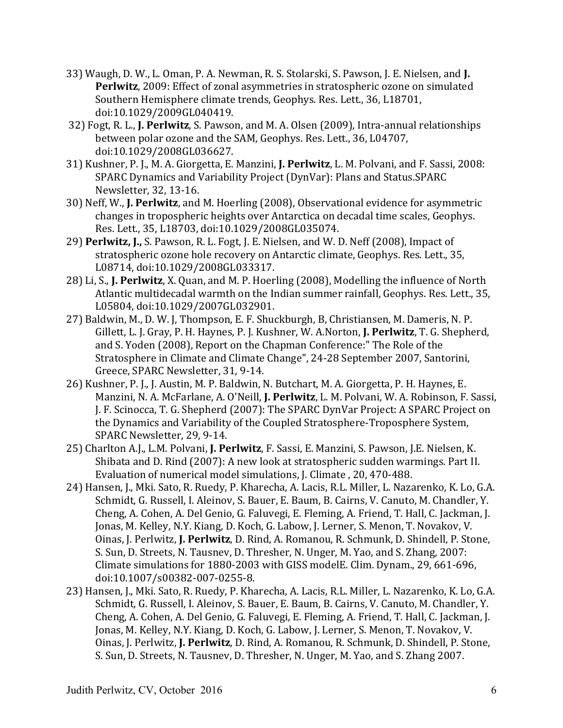33) Waugh, D. W., L. Oman, P. A. Newman, R. S. Stolarski, S. Pawson, J. E. Nielsen, and **J. Perlwitz**, 2009: Effect of zonal asymmetries in stratospheric ozone on simulated Southern Hemisphere climate trends, Geophys. Res. Lett., 36, L18701, doi:10.1029/2009GL040419.

32) Fogt, R. L., **J. Perlwitz**, S. Pawson, and M. A. Olsen (2009), Intra-annual relationships between polar ozone and the SAM, Geophys. Res. Lett., 36, L04707, doi:10.1029/2008GL036627.

31) Kushner, P. J., M. A. Giorgetta, E. Manzini, **J. Perlwitz**, L. M. Polvani, and F. Sassi, 2008: SPARC Dynamics and Variability Project (DynVar): Plans and Status.SPARC Newsletter, 32, 13-16.

30) Neff, W., **J. Perlwitz**, and M. Hoerling (2008), Observational evidence for asymmetric changes in tropospheric heights over Antarctica on decadal time scales, Geophys. Res. Lett., 35, L18703, doi:10.1029/2008GL035074.

29) **Perlwitz, J.,** S. Pawson, R. L. Fogt, J. E. Nielsen, and W. D. Neff (2008), Impact of stratospheric ozone hole recovery on Antarctic climate, Geophys. Res. Lett., 35, L08714, doi:10.1029/2008GL033317.

28) Li, S., **J. Perlwitz**, X. Quan, and M. P. Hoerling (2008), Modelling the influence of North Atlantic multidecadal warmth on the Indian summer rainfall, Geophys. Res. Lett., 35, L05804, doi:10.1029/2007GL032901.

27) Baldwin, M., D. W. J, Thompson, E. F. Shuckburgh, B, Christiansen, M. Dameris, N. P. Gillett, L. J. Gray, P. H. Haynes, P. J. Kushner, W. A.Norton, **J. Perlwitz**, T. G. Shepherd, and S. Yoden (2008), Report on the Chapman Conference:" The Role of the Stratosphere in Climate and Climate Change", 24-28 September 2007, Santorini, Greece, SPARC Newsletter, 31, 9-14.

26) Kushner, P. J., J. Austin, M. P. Baldwin, N. Butchart, M. A. Giorgetta, P. H. Haynes, E. Manzini, N. A. McFarlane, A. O'Neill, **J. Perlwitz**, L. M. Polvani, W. A. Robinson, F. Sassi, J. F. Scinocca, T. G. Shepherd (2007): The SPARC DynVar Project: A SPARC Project on the Dynamics and Variability of the Coupled Stratosphere-Troposphere System, SPARC Newsletter, 29, 9-14.

25) Charlton A.J., L.M. Polvani, **J. Perlwitz**, F. Sassi, E. Manzini, S. Pawson, J.E. Nielsen, K. Shibata and D. Rind (2007): A new look at stratospheric sudden warmings. Part II. Evaluation of numerical model simulations, J. Climate , 20, 470-488.

24) Hansen, J., Mki. Sato, R. Ruedy, P. Kharecha, A. Lacis, R.L. Miller, L. Nazarenko, K. Lo, G.A. Schmidt, G. Russell, I. Aleinov, S. Bauer, E. Baum, B. Cairns, V. Canuto, M. Chandler, Y. Cheng, A. Cohen, A. Del Genio, G. Faluvegi, E. Fleming, A. Friend, T. Hall, C. Jackman, J. Jonas, M. Kelley, N.Y. Kiang, D. Koch, G. Labow, J. Lerner, S. Menon, T. Novakov, V. Oinas, J. Perlwitz, **J. Perlwitz**, D. Rind, A. Romanou, R. Schmunk, D. Shindell, P. Stone, S. Sun, D. Streets, N. Tausnev, D. Thresher, N. Unger, M. Yao, and S. Zhang, 2007: Climate simulations for 1880-2003 with GISS modelE. Clim. Dynam., 29, 661-696, doi:10.1007/s00382-007-0255-8.

23) Hansen, J., Mki. Sato, R. Ruedy, P. Kharecha, A. Lacis, R.L. Miller, L. Nazarenko, K. Lo, G.A. Schmidt, G. Russell, I. Aleinov, S. Bauer, E. Baum, B. Cairns, V. Canuto, M. Chandler, Y. Cheng, A. Cohen, A. Del Genio, G. Faluvegi, E. Fleming, A. Friend, T. Hall, C. Jackman, J. Jonas, M. Kelley, N.Y. Kiang, D. Koch, G. Labow, J. Lerner, S. Menon, T. Novakov, V. Oinas, J. Perlwitz, **J. Perlwitz**, D. Rind, A. Romanou, R. Schmunk, D. Shindell, P. Stone, S. Sun, D. Streets, N. Tausnev, D. Thresher, N. Unger, M. Yao, and S. Zhang 2007.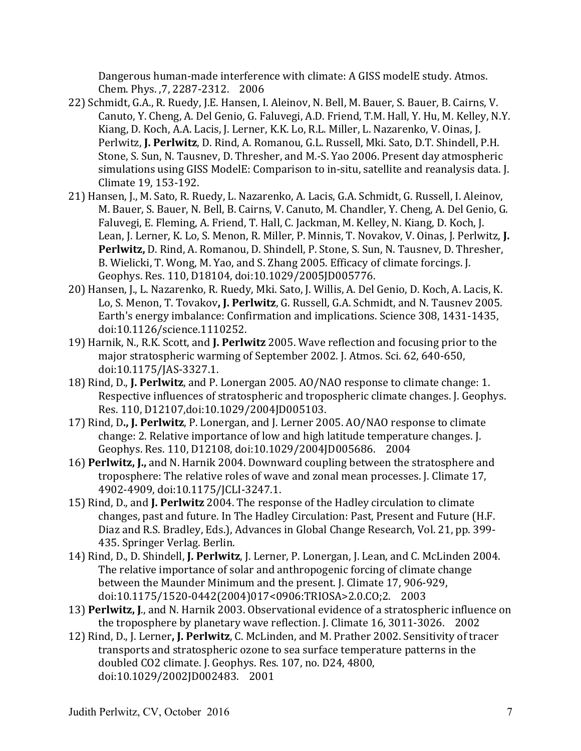Dangerous human-made interference with climate: A GISS modelE study. Atmos. Chem. Phys. ,7, 2287-2312.    2006

22) Schmidt, G.A., R. Ruedy, J.E. Hansen, I. Aleinov, N. Bell, M. Bauer, S. Bauer, B. Cairns, V. Canuto, Y. Cheng, A. Del Genio, G. Faluvegi, A.D. Friend, T.M. Hall, Y. Hu, M. Kelley, N.Y. Kiang, D. Koch, A.A. Lacis, J. Lerner, K.K. Lo, R.L. Miller, L. Nazarenko, V. Oinas, J. Perlwitz, **J. Perlwitz**, D. Rind, A. Romanou, G.L. Russell, Mki. Sato, D.T. Shindell, P.H. Stone, S. Sun, N. Tausnev, D. Thresher, and M.-S. Yao 2006. Present day atmospheric simulations using GISS ModelE: Comparison to in-situ, satellite and reanalysis data. J. Climate 19, 153-192.

21) Hansen, J., M. Sato, R. Ruedy, L. Nazarenko, A. Lacis, G.A. Schmidt, G. Russell, I. Aleinov, M. Bauer, S. Bauer, N. Bell, B. Cairns, V. Canuto, M. Chandler, Y. Cheng, A. Del Genio, G. Faluvegi, E. Fleming, A. Friend, T. Hall, C. Jackman, M. Kelley, N. Kiang, D. Koch, J. Lean, J. Lerner, K. Lo, S. Menon, R. Miller, P. Minnis, T. Novakov, V. Oinas, J. Perlwitz, **J. Perlwitz,** D. Rind, A. Romanou, D. Shindell, P. Stone, S. Sun, N. Tausnev, D. Thresher, B. Wielicki, T. Wong, M. Yao, and S. Zhang 2005. Efficacy of climate forcings. J. Geophys. Res. 110, D18104, doi:10.1029/2005JD005776.

20) Hansen, J., L. Nazarenko, R. Ruedy, Mki. Sato, J. Willis, A. Del Genio, D. Koch, A. Lacis, K. Lo, S. Menon, T. Tovakov**, J. Perlwitz**, G. Russell, G.A. Schmidt, and N. Tausnev 2005. Earth's energy imbalance: Confirmation and implications. Science 308, 1431-1435, doi:10.1126/science.1110252.

19) Harnik, N., R.K. Scott, and **J. Perlwitz** 2005. Wave reflection and focusing prior to the major stratospheric warming of September 2002. J. Atmos. Sci. 62, 640-650, doi:10.1175/JAS-3327.1.

18) Rind, D., **J. Perlwitz**, and P. Lonergan 2005. AO/NAO response to climate change: 1. Respective influences of stratospheric and tropospheric climate changes. J. Geophys. Res. 110, D12107,doi:10.1029/2004JD005103.

17) Rind, D**., J. Perlwitz**, P. Lonergan, and J. Lerner 2005. AO/NAO response to climate change: 2. Relative importance of low and high latitude temperature changes. J. Geophys. Res. 110, D12108, doi:10.1029/2004JD005686.    2004

16) **Perlwitz, J.,** and N. Harnik 2004. Downward coupling between the stratosphere and troposphere: The relative roles of wave and zonal mean processes. J. Climate 17, 4902-4909, doi:10.1175/JCLI-3247.1.

15) Rind, D., and **J. Perlwitz** 2004. The response of the Hadley circulation to climate changes, past and future. In The Hadley Circulation: Past, Present and Future (H.F. Diaz and R.S. Bradley, Eds.), Advances in Global Change Research, Vol. 21, pp. 399-435. Springer Verlag. Berlin.

14) Rind, D., D. Shindell**, J. Perlwitz**, J. Lerner, P. Lonergan, J. Lean, and C. McLinden 2004. The relative importance of solar and anthropogenic forcing of climate change between the Maunder Minimum and the present. J. Climate 17, 906-929, doi:10.1175/1520-0442(2004)017<0906:TRIOSA>2.0.CO;2.    2003

13) **Perlwitz, J**., and N. Harnik 2003. Observational evidence of a stratospheric influence on the troposphere by planetary wave reflection. J. Climate 16, 3011-3026.    2002

12) Rind, D., J. Lerner**, J. Perlwitz**, C. McLinden, and M. Prather 2002. Sensitivity of tracer transports and stratospheric ozone to sea surface temperature patterns in the doubled CO2 climate. J. Geophys. Res. 107, no. D24, 4800, doi:10.1029/2002JD002483.    2001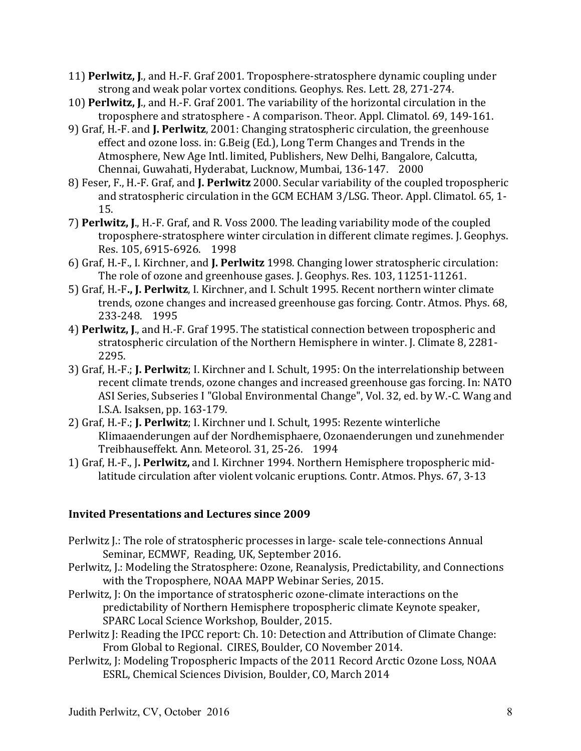11) **Perlwitz, J**., and H.-F. Graf 2001. Troposphere-stratosphere dynamic coupling under strong and weak polar vortex conditions. Geophys. Res. Lett. 28, 271-274.

10) **Perlwitz, J**., and H.-F. Graf 2001. The variability of the horizontal circulation in the troposphere and stratosphere - A comparison. Theor. Appl. Climatol. 69, 149-161.

9) Graf, H.-F. and **J. Perlwitz**, 2001: Changing stratospheric circulation, the greenhouse effect and ozone loss. in: G.Beig (Ed.), Long Term Changes and Trends in the Atmosphere, New Age Intl. limited, Publishers, New Delhi, Bangalore, Calcutta, Chennai, Guwahati, Hyderabat, Lucknow, Mumbai, 136-147. 2000

8) Feser, F., H.-F. Graf, and **J. Perlwitz** 2000. Secular variability of the coupled tropospheric and stratospheric circulation in the GCM ECHAM 3/LSG. Theor. Appl. Climatol. 65, 1-15.

7) **Perlwitz, J**., H.-F. Graf, and R. Voss 2000. The leading variability mode of the coupled troposphere-stratosphere winter circulation in different climate regimes. J. Geophys. Res. 105, 6915-6926. 1998

6) Graf, H.-F., I. Kirchner, and **J. Perlwitz** 1998. Changing lower stratospheric circulation: The role of ozone and greenhouse gases. J. Geophys. Res. 103, 11251-11261.

5) Graf, H.-F**., J. Perlwitz**, I. Kirchner, and I. Schult 1995. Recent northern winter climate trends, ozone changes and increased greenhouse gas forcing. Contr. Atmos. Phys. 68, 233-248. 1995

4) **Perlwitz, J**., and H.-F. Graf 1995. The statistical connection between tropospheric and stratospheric circulation of the Northern Hemisphere in winter. J. Climate 8, 2281-2295.

3) Graf, H.-F.; **J. Perlwitz**; I. Kirchner and I. Schult, 1995: On the interrelationship between recent climate trends, ozone changes and increased greenhouse gas forcing. In: NATO ASI Series, Subseries I "Global Environmental Change", Vol. 32, ed. by W.-C. Wang and I.S.A. Isaksen, pp. 163-179.

2) Graf, H.-F.; **J. Perlwitz**; I. Kirchner und I. Schult, 1995: Rezente winterliche Klimaaenderungen auf der Nordhemisphaere, Ozonaenderungen und zunehmender Treibhauseffekt. Ann. Meteorol. 31, 25-26. 1994

1) Graf, H.-F., J**. Perlwitz,** and I. Kirchner 1994. Northern Hemisphere tropospheric mid-latitude circulation after violent volcanic eruptions. Contr. Atmos. Phys. 67, 3-13

**Invited Presentations and Lectures since 2009**

Perlwitz J.: The role of stratospheric processes in large- scale tele-connections Annual Seminar, ECMWF, Reading, UK, September 2016.

Perlwitz, J.: Modeling the Stratosphere: Ozone, Reanalysis, Predictability, and Connections with the Troposphere, NOAA MAPP Webinar Series, 2015.

Perlwitz, J: On the importance of stratospheric ozone-climate interactions on the predictability of Northern Hemisphere tropospheric climate Keynote speaker, SPARC Local Science Workshop, Boulder, 2015.

Perlwitz J: Reading the IPCC report: Ch. 10: Detection and Attribution of Climate Change: From Global to Regional. CIRES, Boulder, CO November 2014.

Perlwitz, J: Modeling Tropospheric Impacts of the 2011 Record Arctic Ozone Loss, NOAA ESRL, Chemical Sciences Division, Boulder, CO, March 2014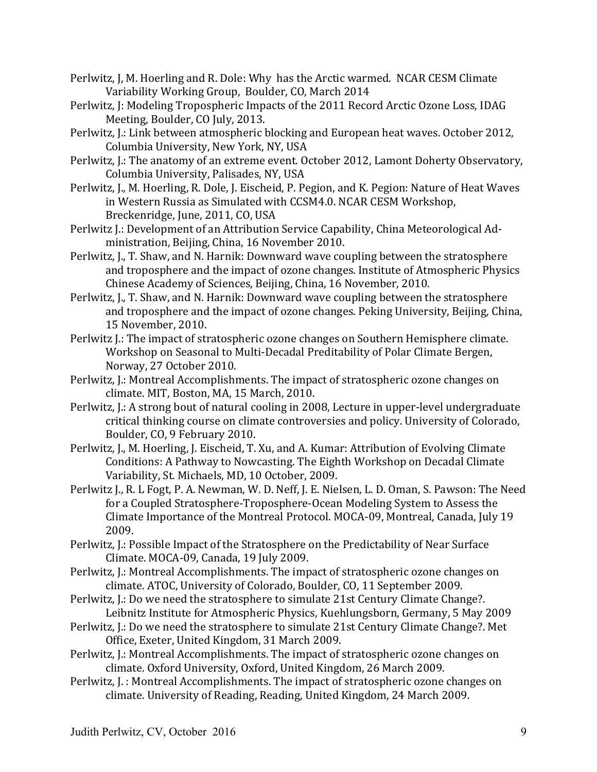Perlwitz, J, M. Hoerling and R. Dole: Why has the Arctic warmed. NCAR CESM Climate Variability Working Group, Boulder, CO, March 2014

Perlwitz, J: Modeling Tropospheric Impacts of the 2011 Record Arctic Ozone Loss, IDAG Meeting, Boulder, CO July, 2013.

Perlwitz, J.: Link between atmospheric blocking and European heat waves. October 2012, Columbia University, New York, NY, USA

Perlwitz, J.: The anatomy of an extreme event. October 2012, Lamont Doherty Observatory, Columbia University, Palisades, NY, USA

Perlwitz, J., M. Hoerling, R. Dole, J. Eischeid, P. Pegion, and K. Pegion: Nature of Heat Waves in Western Russia as Simulated with CCSM4.0. NCAR CESM Workshop, Breckenridge, June, 2011, CO, USA

Perlwitz J.: Development of an Attribution Service Capability, China Meteorological Administration, Beijing, China, 16 November 2010.

Perlwitz, J., T. Shaw, and N. Harnik: Downward wave coupling between the stratosphere and troposphere and the impact of ozone changes. Institute of Atmospheric Physics Chinese Academy of Sciences, Beijing, China, 16 November, 2010.

Perlwitz, J., T. Shaw, and N. Harnik: Downward wave coupling between the stratosphere and troposphere and the impact of ozone changes. Peking University, Beijing, China, 15 November, 2010.

Perlwitz J.: The impact of stratospheric ozone changes on Southern Hemisphere climate. Workshop on Seasonal to Multi-Decadal Preditability of Polar Climate Bergen, Norway, 27 October 2010.

Perlwitz, J.: Montreal Accomplishments. The impact of stratospheric ozone changes on climate. MIT, Boston, MA, 15 March, 2010.

Perlwitz, J.: A strong bout of natural cooling in 2008, Lecture in upper-level undergraduate critical thinking course on climate controversies and policy. University of Colorado, Boulder, CO, 9 February 2010.

Perlwitz, J., M. Hoerling, J. Eischeid, T. Xu, and A. Kumar: Attribution of Evolving Climate Conditions: A Pathway to Nowcasting. The Eighth Workshop on Decadal Climate Variability, St. Michaels, MD, 10 October, 2009.

Perlwitz J., R. L Fogt, P. A. Newman, W. D. Neff, J. E. Nielsen, L. D. Oman, S. Pawson: The Need for a Coupled Stratosphere-Troposphere-Ocean Modeling System to Assess the Climate Importance of the Montreal Protocol. MOCA-09, Montreal, Canada, July 19 2009.

Perlwitz, J.: Possible Impact of the Stratosphere on the Predictability of Near Surface Climate. MOCA-09, Canada, 19 July 2009.

Perlwitz, J.: Montreal Accomplishments. The impact of stratospheric ozone changes on climate. ATOC, University of Colorado, Boulder, CO, 11 September 2009.

Perlwitz, J.: Do we need the stratosphere to simulate 21st Century Climate Change?. Leibnitz Institute for Atmospheric Physics, Kuehlungsborn, Germany, 5 May 2009

Perlwitz, J.: Do we need the stratosphere to simulate 21st Century Climate Change?. Met Office, Exeter, United Kingdom, 31 March 2009.

Perlwitz, J.: Montreal Accomplishments. The impact of stratospheric ozone changes on climate. Oxford University, Oxford, United Kingdom, 26 March 2009.

Perlwitz, J. : Montreal Accomplishments. The impact of stratospheric ozone changes on climate. University of Reading, Reading, United Kingdom, 24 March 2009.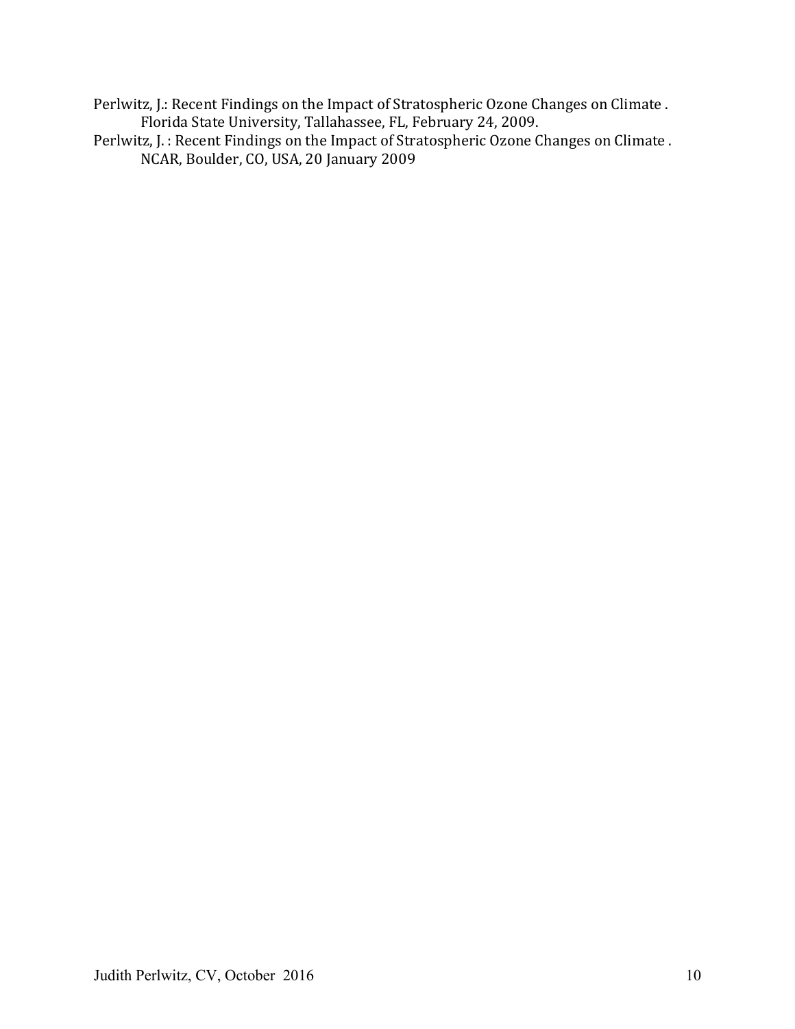Perlwitz, J.: Recent Findings on the Impact of Stratospheric Ozone Changes on Climate . Florida State University, Tallahassee, FL, February 24, 2009.

Perlwitz, J. : Recent Findings on the Impact of Stratospheric Ozone Changes on Climate . NCAR, Boulder, CO, USA, 20 January 2009